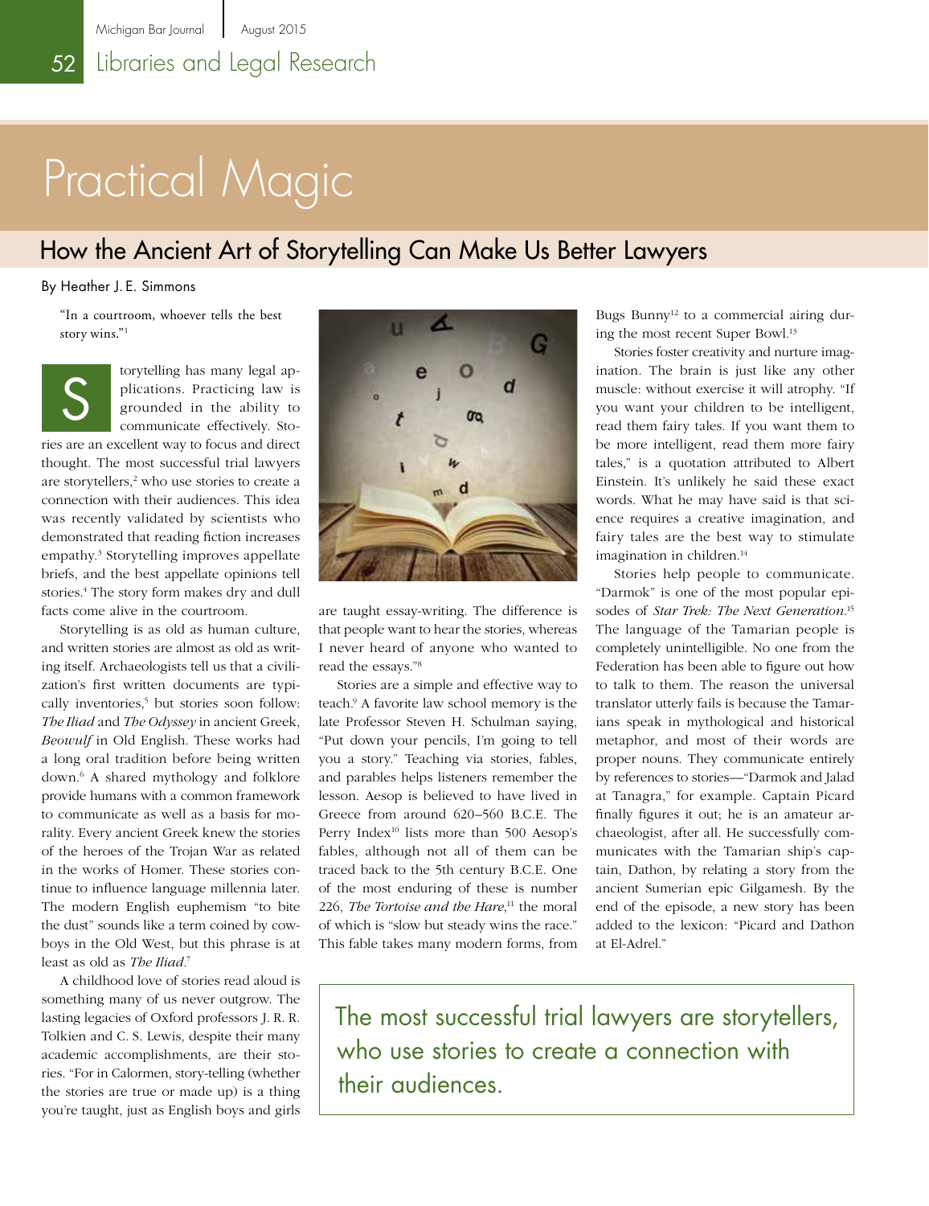# Practical Magic

## How the Ancient Art of Storytelling Can Make Us Better Lawyers

By Heather J. E. Simmons

"In a courtroom, whoever tells the best story wins."[1]

Storytelling has many legal applications. Practicing law is grounded in the ability to communicate effectively. Stories are an excellent way to focus and direct thought. The most successful trial lawyers are storytellers,[2] who use stories to create a connection with their audiences. This idea was recently validated by scientists who demonstrated that reading fiction increases empathy.[3] Storytelling improves appellate briefs, and the best appellate opinions tell stories.[4] The story form makes dry and dull facts come alive in the courtroom.

Storytelling is as old as human culture, and written stories are almost as old as writing itself. Archaeologists tell us that a civilization's first written documents are typically inventories,[5] but stories soon follow: *The Iliad* and *The Odyssey* in ancient Greek, *Beowulf* in Old English. These works had a long oral tradition before being written down.[6] A shared mythology and folklore provide humans with a common framework to communicate as well as a basis for morality. Every ancient Greek knew the stories of the heroes of the Trojan War as related in the works of Homer. These stories continue to influence language millennia later. The modern English euphemism "to bite the dust" sounds like a term coined by cowboys in the Old West, but this phrase is at least as old as *The Iliad*.[7]

A childhood love of stories read aloud is something many of us never outgrow. The lasting legacies of Oxford professors J. R. R. Tolkien and C. S. Lewis, despite their many academic accomplishments, are their stories. "For in Calormen, story-telling (whether the stories are true or made up) is a thing you're taught, just as English boys and girls are taught essay-writing. The difference is that people want to hear the stories, whereas I never heard of anyone who wanted to read the essays."[8]

Stories are a simple and effective way to teach.[9] A favorite law school memory is the late Professor Steven H. Schulman saying, "Put down your pencils, I'm going to tell you a story." Teaching via stories, fables, and parables helps listeners remember the lesson. Aesop is believed to have lived in Greece from around 620–560 B.C.E. The Perry Index[10] lists more than 500 Aesop's fables, although not all of them can be traced back to the 5th century B.C.E. One of the most enduring of these is number 226, *The Tortoise and the Hare*,[11] the moral of which is "slow but steady wins the race." This fable takes many modern forms, from Bugs Bunny[12] to a commercial airing during the most recent Super Bowl.[13]

Stories foster creativity and nurture imagination. The brain is just like any other muscle: without exercise it will atrophy. "If you want your children to be intelligent, read them fairy tales. If you want them to be more intelligent, read them more fairy tales," is a quotation attributed to Albert Einstein. It's unlikely he said these exact words. What he may have said is that science requires a creative imagination, and fairy tales are the best way to stimulate imagination in children.[14]

Stories help people to communicate. "Darmok" is one of the most popular episodes of *Star Trek: The Next Generation*.[15] The language of the Tamarian people is completely unintelligible. No one from the Federation has been able to figure out how to talk to them. The reason the universal translator utterly fails is because the Tamarians speak in mythological and historical metaphor, and most of their words are proper nouns. They communicate entirely by references to stories—"Darmok and Jalad at Tanagra," for example. Captain Picard finally figures it out; he is an amateur archaeologist, after all. He successfully communicates with the Tamarian ship's captain, Dathon, by relating a story from the ancient Sumerian epic Gilgamesh. By the end of the episode, a new story has been added to the lexicon: "Picard and Dathon at El-Adrel."

> The most successful trial lawyers are storytellers, who use stories to create a connection with their audiences.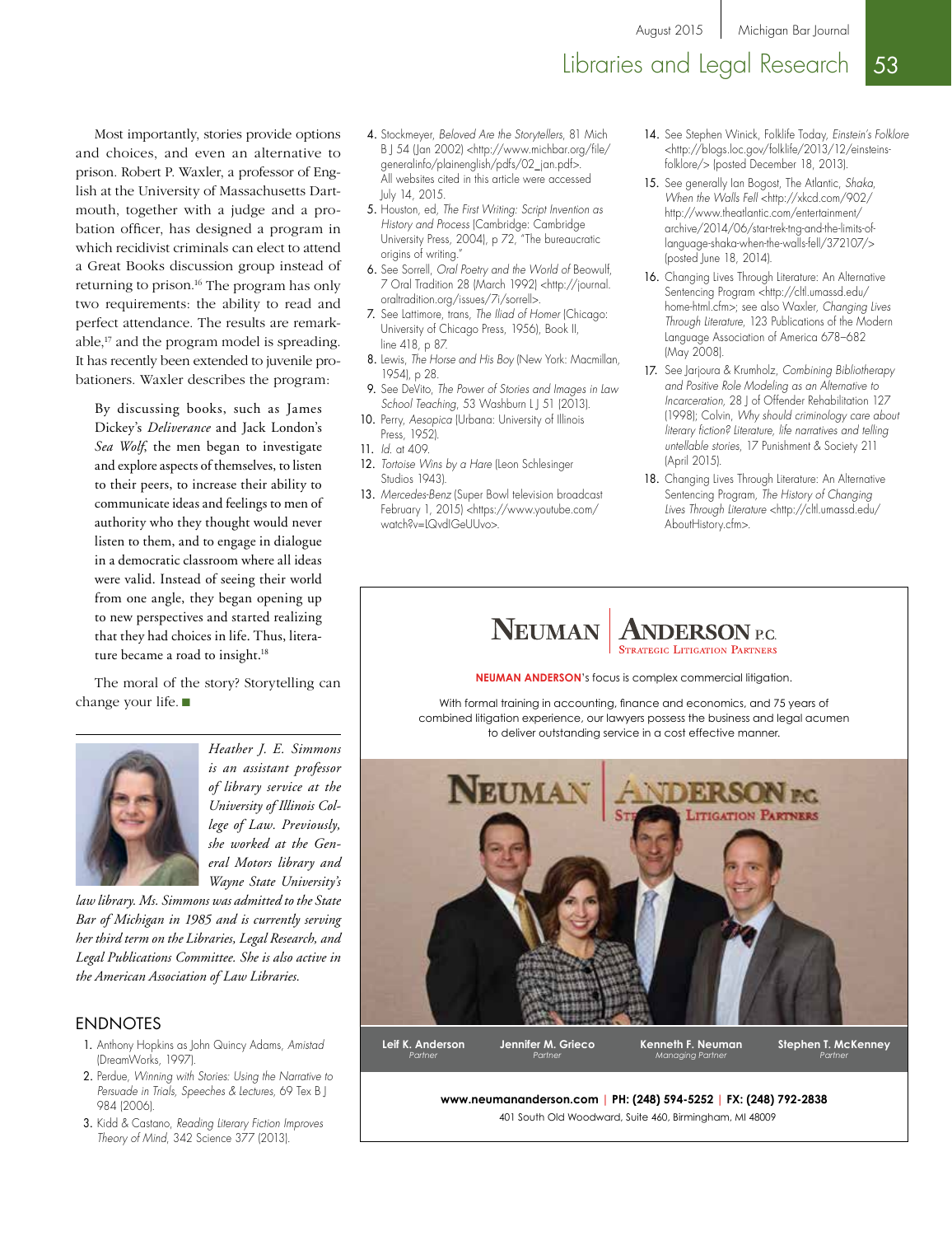Most importantly, stories provide options and choices, and even an alternative to prison. Robert P. Waxler, a professor of English at the University of Massachusetts Dartmouth, together with a judge and a probation officer, has designed a program in which recidivist criminals can elect to attend a Great Books discussion group instead of returning to prison.[16] The program has only two requirements: the ability to read and perfect attendance. The results are remarkable,[17] and the program model is spreading. It has recently been extended to juvenile probationers. Waxler describes the program:

> By discussing books, such as James Dickey's *Deliverance* and Jack London's *Sea Wolf*, the men began to investigate and explore aspects of themselves, to listen to their peers, to increase their ability to communicate ideas and feelings to men of authority who they thought would never listen to them, and to engage in dialogue in a democratic classroom where all ideas were valid. Instead of seeing their world from one angle, they began opening up to new perspectives and started realizing that they had choices in life. Thus, literature became a road to insight.[18]

The moral of the story? Storytelling can change your life. ■

---

*Heather J. E. Simmons is an assistant professor of library service at the University of Illinois College of Law. Previously, she worked at the General Motors library and Wayne State University's law library. Ms. Simmons was admitted to the State Bar of Michigan in 1985 and is currently serving her third term on the Libraries, Legal Research, and Legal Publications Committee. She is also active in the American Association of Law Libraries.*

## ENDNOTES

1. Anthony Hopkins as John Quincy Adams, *Amistad* (DreamWorks, 1997).
2. Perdue, *Winning with Stories: Using the Narrative to Persuade in Trials, Speeches & Lectures*, 69 Tex B J 984 (2006).
3. Kidd & Castano, *Reading Literary Fiction Improves Theory of Mind*, 342 Science 377 (2013).
4. Stockmeyer, *Beloved Are the Storytellers*, 81 Mich B J 54 (Jan 2002) <http://www.michbar.org/file/generalinfo/plainenglish/pdfs/02_jan.pdf>. All websites cited in this article were accessed July 14, 2015.
5. Houston, ed, *The First Writing: Script Invention as History and Process* (Cambridge: Cambridge University Press, 2004), p 72, "The bureaucratic origins of writing."
6. See Sorrell, *Oral Poetry and the World of* Beowulf, 7 Oral Tradition 28 (March 1992) <http://journal.oraltradition.org/issues/7i/sorrell>.
7. See Lattimore, trans, *The Iliad of Homer* (Chicago: University of Chicago Press, 1956), Book II, line 418, p 87.
8. Lewis, *The Horse and His Boy* (New York: Macmillan, 1954), p 28.
9. See DeVito, *The Power of Stories and Images in Law School Teaching*, 53 Washburn L J 51 (2013).
10. Perry, *Aesopica* (Urbana: University of Illinois Press, 1952).
11. *Id.* at 409.
12. *Tortoise Wins by a Hare* (Leon Schlesinger Studios 1943).
13. *Mercedes-Benz* (Super Bowl television broadcast February 1, 2015) <https://www.youtube.com/watch?v=LQvdIGeUUvo>.
14. See Stephen Winick, Folklife Today, *Einstein's Folklore* <http://blogs.loc.gov/folklife/2013/12/einsteins-folklore/> (posted December 18, 2013).
15. See generally Ian Bogost, The Atlantic, *Shaka, When the Walls Fell* <http://xkcd.com/902/ http://www.theatlantic.com/entertainment/archive/2014/06/star-trek-tng-and-the-limits-of-language-shaka-when-the-walls-fell/372107/> (posted June 18, 2014).
16. Changing Lives Through Literature: An Alternative Sentencing Program <http://cltl.umassd.edu/home-html.cfm>; see also Waxler, *Changing Lives Through Literature*, 123 Publications of the Modern Language Association of America 678–682 (May 2008).
17. See Jarjoura & Krumholz, *Combining Bibliotherapy and Positive Role Modeling as an Alternative to Incarceration*, 28 J of Offender Rehabilitation 127 (1998); Colvin, *Why should criminology care about literary fiction? Literature, life narratives and telling untellable stories*, 17 Punishment & Society 211 (April 2015).
18. Changing Lives Through Literature: An Alternative Sentencing Program, *The History of Changing Lives Through Literature* <http://cltl.umassd.edu/AboutHistory.cfm>.

---

**NEUMAN | ANDERSON P.C.**
STRATEGIC LITIGATION PARTNERS

**NEUMAN ANDERSON**'s focus is complex commercial litigation.

With formal training in accounting, finance and economics, and 75 years of combined litigation experience, our lawyers possess the business and legal acumen to deliver outstanding service in a cost effective manner.

**Leif K. Anderson** — Partner
**Jennifer M. Grieco** — Partner
**Kenneth F. Neuman** — Managing Partner
**Stephen T. McKenney** — Partner

**www.neumananderson.com | PH: (248) 594-5252 | FX: (248) 792-2838**
401 South Old Woodward, Suite 460, Birmingham, MI 48009